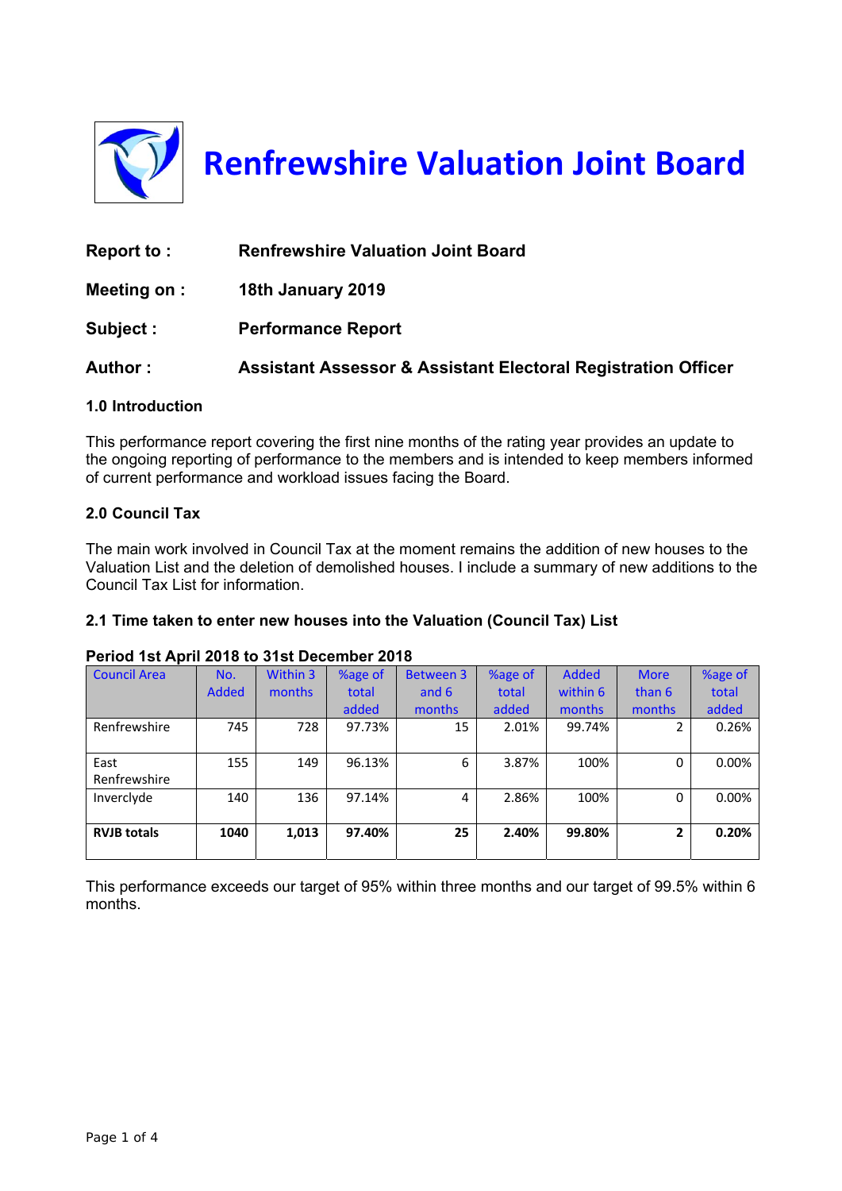# Renfrewshire Valuation Joint Board

**Report to :** Renfrewshire Valuation Joint Board

**Meeting on :** 18th January 2019

**Subject :** Performance Report

**Author :** Assistant Assessor & Assistant Electoral Registration Officer

## 1.0 Introduction

This performance report covering the first nine months of the rating year provides an update to the ongoing reporting of performance to the members and is intended to keep members informed of current performance and workload issues facing the Board.

## 2.0 Council Tax

The main work involved in Council Tax at the moment remains the addition of new houses to the Valuation List and the deletion of demolished houses. I include a summary of new additions to the Council Tax List for information.

### 2.1 Time taken to enter new houses into the Valuation (Council Tax) List

**Period 1st April 2018 to 31st December 2018**

| Council Area | No. Added | Within 3 months | %age of total added | Between 3 and 6 months | %age of total added | Added within 6 months | More than 6 months | %age of total added |
|---|---|---|---|---|---|---|---|---|
| Renfrewshire | 745 | 728 | 97.73% | 15 | 2.01% | 99.74% | 2 | 0.26% |
| East Renfrewshire | 155 | 149 | 96.13% | 6 | 3.87% | 100% | 0 | 0.00% |
| Inverclyde | 140 | 136 | 97.14% | 4 | 2.86% | 100% | 0 | 0.00% |
| **RVJB totals** | **1040** | **1,013** | **97.40%** | **25** | **2.40%** | **99.80%** | **2** | **0.20%** |

This performance exceeds our target of 95% within three months and our target of 99.5% within 6 months.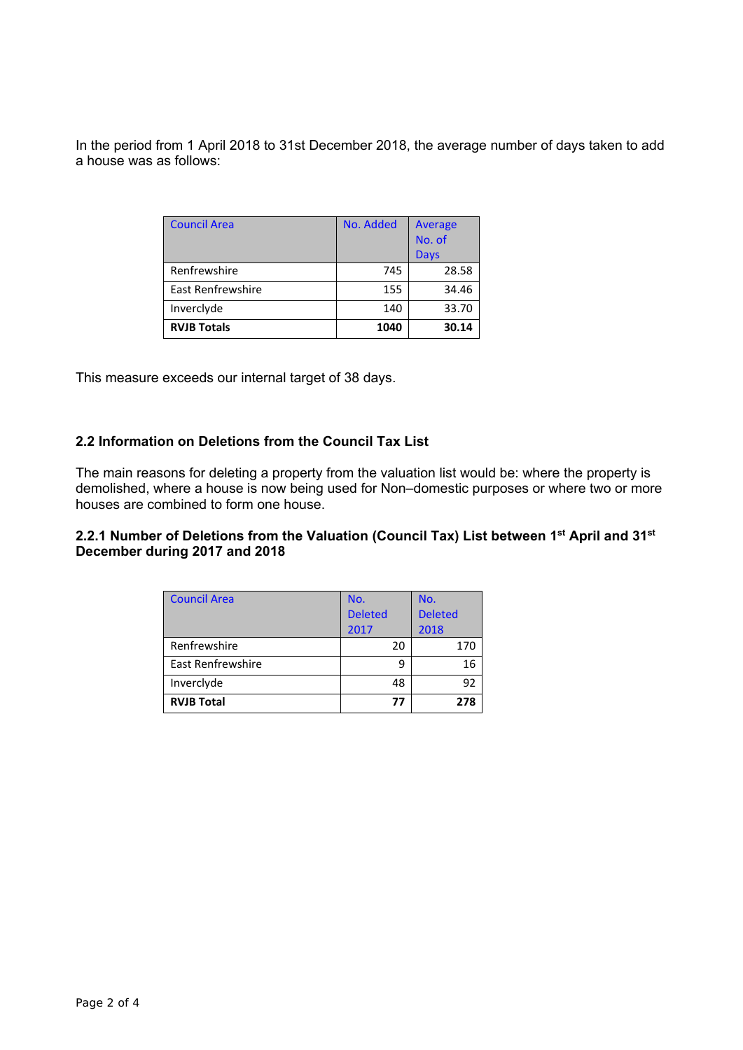In the period from 1 April 2018 to 31st December 2018, the average number of days taken to add a house was as follows:

| Council Area | No. Added | Average No. of Days |
|---|---|---|
| Renfrewshire | 745 | 28.58 |
| East Renfrewshire | 155 | 34.46 |
| Inverclyde | 140 | 33.70 |
| **RVJB Totals** | **1040** | **30.14** |

This measure exceeds our internal target of 38 days.

### 2.2 Information on Deletions from the Council Tax List

The main reasons for deleting a property from the valuation list would be: where the property is demolished, where a house is now being used for Non–domestic purposes or where two or more houses are combined to form one house.

#### 2.2.1 Number of Deletions from the Valuation (Council Tax) List between 1st April and 31st December during 2017 and 2018

| Council Area | No. Deleted 2017 | No. Deleted 2018 |
|---|---|---|
| Renfrewshire | 20 | 170 |
| East Renfrewshire | 9 | 16 |
| Inverclyde | 48 | 92 |
| **RVJB Total** | **77** | **278** |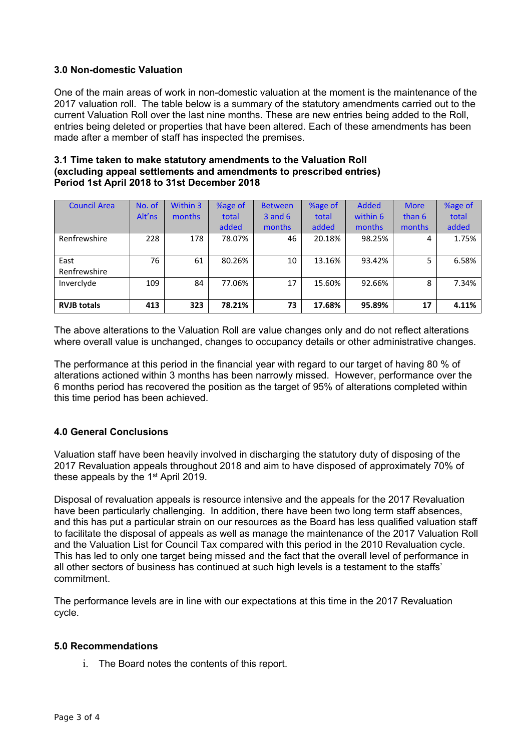## 3.0 Non-domestic Valuation

One of the main areas of work in non-domestic valuation at the moment is the maintenance of the 2017 valuation roll. The table below is a summary of the statutory amendments carried out to the current Valuation Roll over the last nine months. These are new entries being added to the Roll, entries being deleted or properties that have been altered. Each of these amendments has been made after a member of staff has inspected the premises.

### 3.1 Time taken to make statutory amendments to the Valuation Roll (excluding appeal settlements and amendments to prescribed entries) Period 1st April 2018 to 31st December 2018

| Council Area | No. of Alt'ns | Within 3 months | %age of total added | Between 3 and 6 months | %age of total added | Added within 6 months | More than 6 months | %age of total added |
|---|---|---|---|---|---|---|---|---|
| Renfrewshire | 228 | 178 | 78.07% | 46 | 20.18% | 98.25% | 4 | 1.75% |
| East Renfrewshire | 76 | 61 | 80.26% | 10 | 13.16% | 93.42% | 5 | 6.58% |
| Inverclyde | 109 | 84 | 77.06% | 17 | 15.60% | 92.66% | 8 | 7.34% |
| **RVJB totals** | **413** | **323** | **78.21%** | **73** | **17.68%** | **95.89%** | **17** | **4.11%** |

The above alterations to the Valuation Roll are value changes only and do not reflect alterations where overall value is unchanged, changes to occupancy details or other administrative changes.

The performance at this period in the financial year with regard to our target of having 80 % of alterations actioned within 3 months has been narrowly missed. However, performance over the 6 months period has recovered the position as the target of 95% of alterations completed within this time period has been achieved.

## 4.0 General Conclusions

Valuation staff have been heavily involved in discharging the statutory duty of disposing of the 2017 Revaluation appeals throughout 2018 and aim to have disposed of approximately 70% of these appeals by the 1st April 2019.

Disposal of revaluation appeals is resource intensive and the appeals for the 2017 Revaluation have been particularly challenging. In addition, there have been two long term staff absences, and this has put a particular strain on our resources as the Board has less qualified valuation staff to facilitate the disposal of appeals as well as manage the maintenance of the 2017 Valuation Roll and the Valuation List for Council Tax compared with this period in the 2010 Revaluation cycle. This has led to only one target being missed and the fact that the overall level of performance in all other sectors of business has continued at such high levels is a testament to the staffs' commitment.

The performance levels are in line with our expectations at this time in the 2017 Revaluation cycle.

## 5.0 Recommendations

i. The Board notes the contents of this report.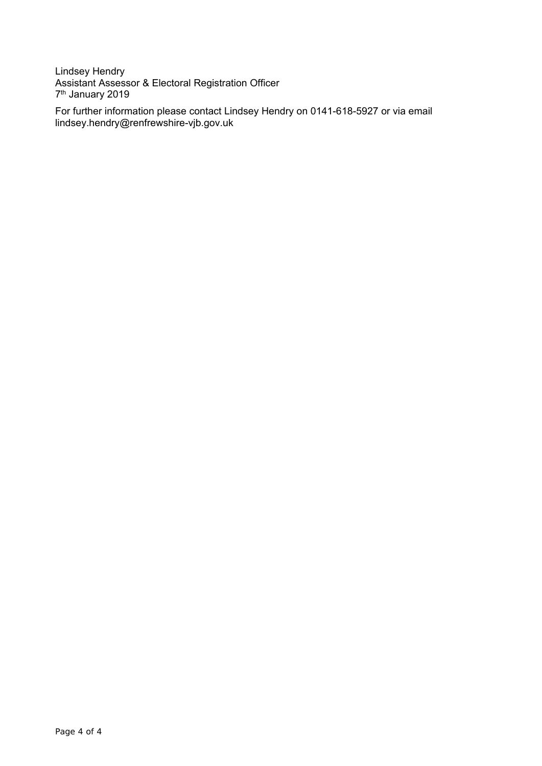Lindsey Hendry
Assistant Assessor & Electoral Registration Officer
7th January 2019

For further information please contact Lindsey Hendry on 0141-618-5927 or via email lindsey.hendry@renfrewshire-vjb.gov.uk